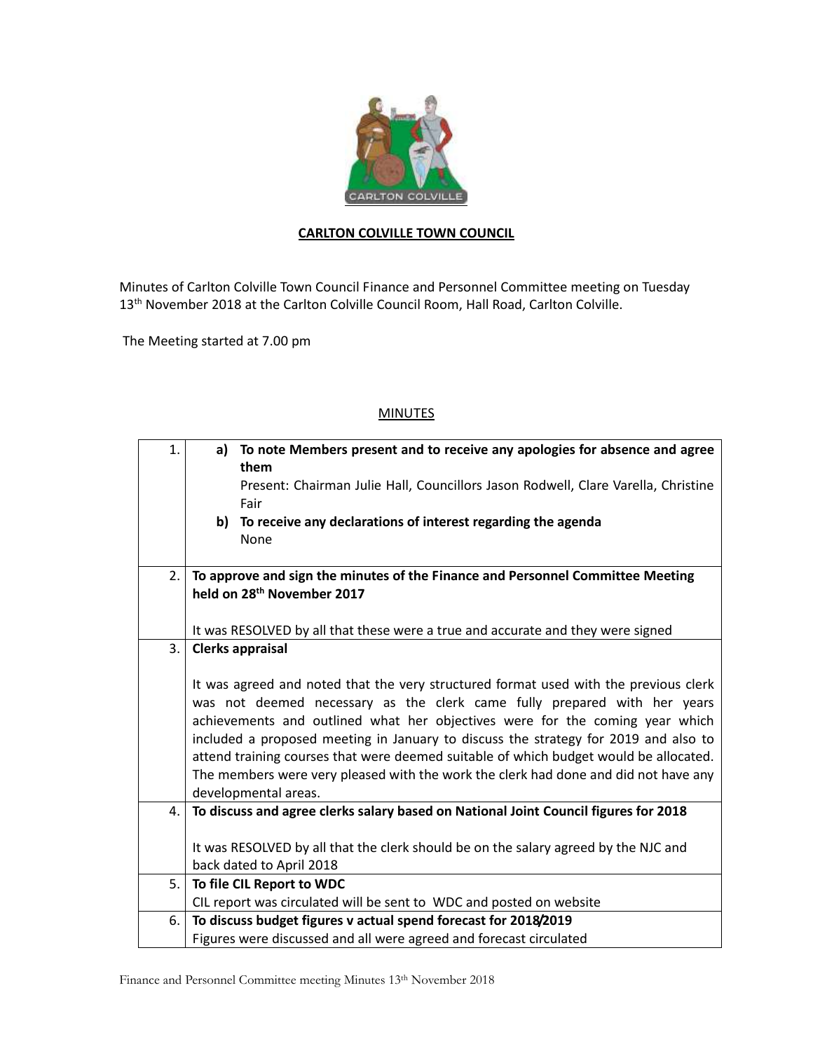# CARLTON COLVILLE TOWN COUNCIL

Minutes of Carlton Colville Town Council Finance and Personnel Committee meeting on Tuesday 13th November 2018 at the Carlton Colville Council Room, Hall Road, Carlton Colville.

The Meeting started at 7.00 pm

## MINUTES

| | |
|---|---|
| 1. | **a) To note Members present and to receive any apologies for absence and agree them**<br>Present: Chairman Julie Hall, Councillors Jason Rodwell, Clare Varella, Christine Fair<br>**b) To receive any declarations of interest regarding the agenda**<br>None |
| 2. | **To approve and sign the minutes of the Finance and Personnel Committee Meeting held on 28th November 2017**<br><br>It was RESOLVED by all that these were a true and accurate and they were signed |
| 3. | **Clerks appraisal**<br><br>It was agreed and noted that the very structured format used with the previous clerk was not deemed necessary as the clerk came fully prepared with her years achievements and outlined what her objectives were for the coming year which included a proposed meeting in January to discuss the strategy for 2019 and also to attend training courses that were deemed suitable of which budget would be allocated. The members were very pleased with the work the clerk had done and did not have any developmental areas. |
| 4. | **To discuss and agree clerks salary based on National Joint Council figures for 2018**<br><br>It was RESOLVED by all that the clerk should be on the salary agreed by the NJC and back dated to April 2018 |
| 5. | **To file CIL Report to WDC**<br>CIL report was circulated will be sent to WDC and posted on website |
| 6. | **To discuss budget figures v actual spend forecast for 2018/2019**<br>Figures were discussed and all were agreed and forecast circulated |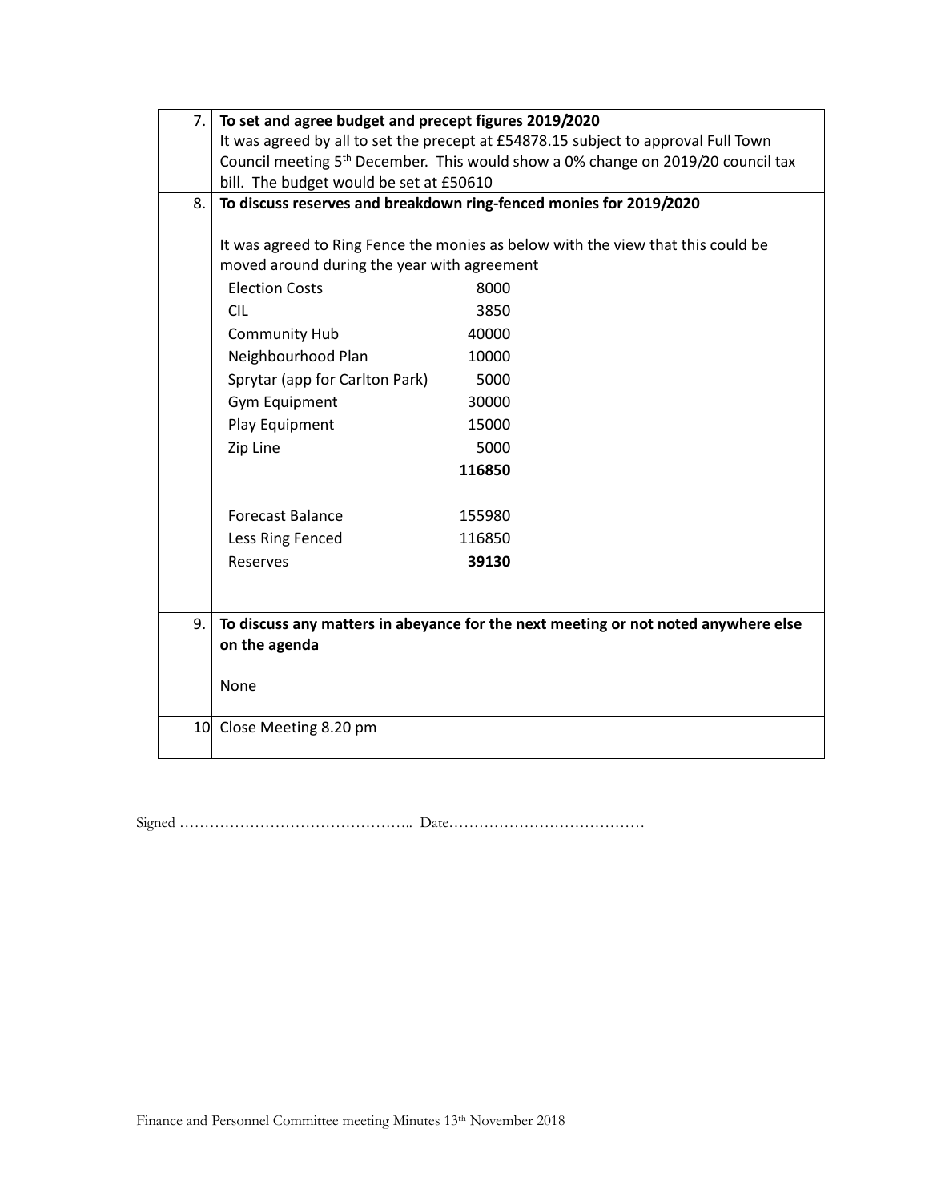| | |
|---|---|
| 7. | **To set and agree budget and precept figures 2019/2020**<br>It was agreed by all to set the precept at £54878.15 subject to approval Full Town Council meeting 5th December. This would show a 0% change on 2019/20 council tax bill. The budget would be set at £50610 |
| 8. | **To discuss reserves and breakdown ring-fenced monies for 2019/2020**<br><br>It was agreed to Ring Fence the monies as below with the view that this could be moved around during the year with agreement<br>Election Costs 8000<br>CIL 3850<br>Community Hub 40000<br>Neighbourhood Plan 10000<br>Sprytar (app for Carlton Park) 5000<br>Gym Equipment 30000<br>Play Equipment 15000<br>Zip Line 5000<br>**116850**<br><br>Forecast Balance 155980<br>Less Ring Fenced 116850<br>Reserves **39130** |
| 9. | **To discuss any matters in abeyance for the next meeting or not noted anywhere else on the agenda**<br><br>None |
| 10 | Close Meeting 8.20 pm |

Signed ……………………………………….. Date…………………………………